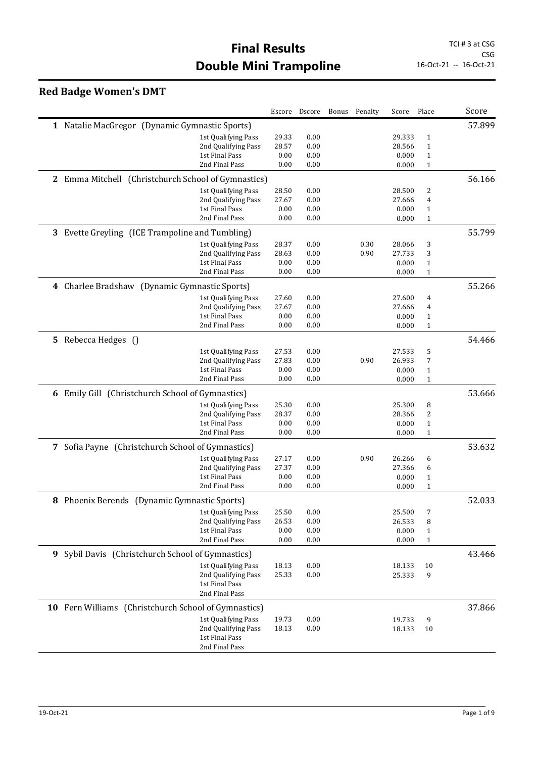# Final Results
# Double Mini Trampoline

TCI # 3 at CSG
CSG
16-Oct-21 -- 16-Oct-21

## Red Badge Women's DMT

| | | Escore | Dscore | Bonus | Penalty | Score | Place | Score |
|---|---|---|---|---|---|---|---|---|
| **1** Natalie MacGregor (Dynamic Gymnastic Sports) | | | | | | | | 57.899 |
| | 1st Qualifying Pass | 29.33 | 0.00 | | | 29.333 | 1 | |
| | 2nd Qualifying Pass | 28.57 | 0.00 | | | 28.566 | 1 | |
| | 1st Final Pass | 0.00 | 0.00 | | | 0.000 | 1 | |
| | 2nd Final Pass | 0.00 | 0.00 | | | 0.000 | 1 | |
| **2** Emma Mitchell (Christchurch School of Gymnastics) | | | | | | | | 56.166 |
| | 1st Qualifying Pass | 28.50 | 0.00 | | | 28.500 | 2 | |
| | 2nd Qualifying Pass | 27.67 | 0.00 | | | 27.666 | 4 | |
| | 1st Final Pass | 0.00 | 0.00 | | | 0.000 | 1 | |
| | 2nd Final Pass | 0.00 | 0.00 | | | 0.000 | 1 | |
| **3** Evette Greyling (ICE Trampoline and Tumbling) | | | | | | | | 55.799 |
| | 1st Qualifying Pass | 28.37 | 0.00 | | 0.30 | 28.066 | 3 | |
| | 2nd Qualifying Pass | 28.63 | 0.00 | | 0.90 | 27.733 | 3 | |
| | 1st Final Pass | 0.00 | 0.00 | | | 0.000 | 1 | |
| | 2nd Final Pass | 0.00 | 0.00 | | | 0.000 | 1 | |
| **4** Charlee Bradshaw (Dynamic Gymnastic Sports) | | | | | | | | 55.266 |
| | 1st Qualifying Pass | 27.60 | 0.00 | | | 27.600 | 4 | |
| | 2nd Qualifying Pass | 27.67 | 0.00 | | | 27.666 | 4 | |
| | 1st Final Pass | 0.00 | 0.00 | | | 0.000 | 1 | |
| | 2nd Final Pass | 0.00 | 0.00 | | | 0.000 | 1 | |
| **5** Rebecca Hedges () | | | | | | | | 54.466 |
| | 1st Qualifying Pass | 27.53 | 0.00 | | | 27.533 | 5 | |
| | 2nd Qualifying Pass | 27.83 | 0.00 | | 0.90 | 26.933 | 7 | |
| | 1st Final Pass | 0.00 | 0.00 | | | 0.000 | 1 | |
| | 2nd Final Pass | 0.00 | 0.00 | | | 0.000 | 1 | |
| **6** Emily Gill (Christchurch School of Gymnastics) | | | | | | | | 53.666 |
| | 1st Qualifying Pass | 25.30 | 0.00 | | | 25.300 | 8 | |
| | 2nd Qualifying Pass | 28.37 | 0.00 | | | 28.366 | 2 | |
| | 1st Final Pass | 0.00 | 0.00 | | | 0.000 | 1 | |
| | 2nd Final Pass | 0.00 | 0.00 | | | 0.000 | 1 | |
| **7** Sofia Payne (Christchurch School of Gymnastics) | | | | | | | | 53.632 |
| | 1st Qualifying Pass | 27.17 | 0.00 | | 0.90 | 26.266 | 6 | |
| | 2nd Qualifying Pass | 27.37 | 0.00 | | | 27.366 | 6 | |
| | 1st Final Pass | 0.00 | 0.00 | | | 0.000 | 1 | |
| | 2nd Final Pass | 0.00 | 0.00 | | | 0.000 | 1 | |
| **8** Phoenix Berends (Dynamic Gymnastic Sports) | | | | | | | | 52.033 |
| | 1st Qualifying Pass | 25.50 | 0.00 | | | 25.500 | 7 | |
| | 2nd Qualifying Pass | 26.53 | 0.00 | | | 26.533 | 8 | |
| | 1st Final Pass | 0.00 | 0.00 | | | 0.000 | 1 | |
| | 2nd Final Pass | 0.00 | 0.00 | | | 0.000 | 1 | |
| **9** Sybil Davis (Christchurch School of Gymnastics) | | | | | | | | 43.466 |
| | 1st Qualifying Pass | 18.13 | 0.00 | | | 18.133 | 10 | |
| | 2nd Qualifying Pass | 25.33 | 0.00 | | | 25.333 | 9 | |
| | 1st Final Pass | | | | | | | |
| | 2nd Final Pass | | | | | | | |
| **10** Fern Williams (Christchurch School of Gymnastics) | | | | | | | | 37.866 |
| | 1st Qualifying Pass | 19.73 | 0.00 | | | 19.733 | 9 | |
| | 2nd Qualifying Pass | 18.13 | 0.00 | | | 18.133 | 10 | |
| | 1st Final Pass | | | | | | | |
| | 2nd Final Pass | | | | | | | |

19-Oct-21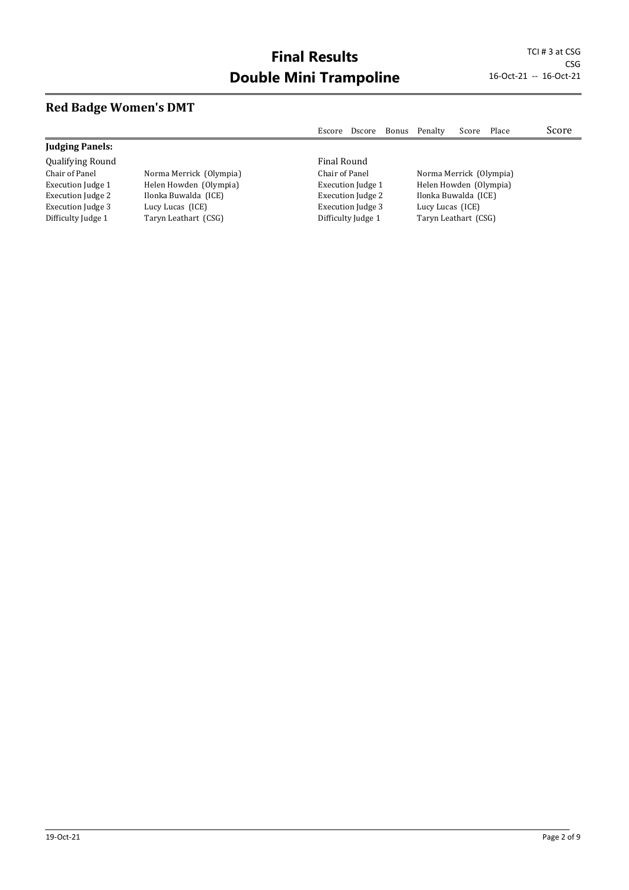# Final Results
# Double Mini Trampoline

TCI # 3 at CSG
CSG
16-Oct-21 -- 16-Oct-21

## Red Badge Women's DMT

| | | Escore | Dscore | Bonus | Penalty | Score | Place | Score |
|---|---|---|---|---|---|---|---|---|

**Judging Panels:**

| Qualifying Round | | Final Round | |
|---|---|---|---|
| Chair of Panel | Norma Merrick (Olympia) | Chair of Panel | Norma Merrick (Olympia) |
| Execution Judge 1 | Helen Howden (Olympia) | Execution Judge 1 | Helen Howden (Olympia) |
| Execution Judge 2 | Ilonka Buwalda (ICE) | Execution Judge 2 | Ilonka Buwalda (ICE) |
| Execution Judge 3 | Lucy Lucas (ICE) | Execution Judge 3 | Lucy Lucas (ICE) |
| Difficulty Judge 1 | Taryn Leathart (CSG) | Difficulty Judge 1 | Taryn Leathart (CSG) |

19-Oct-21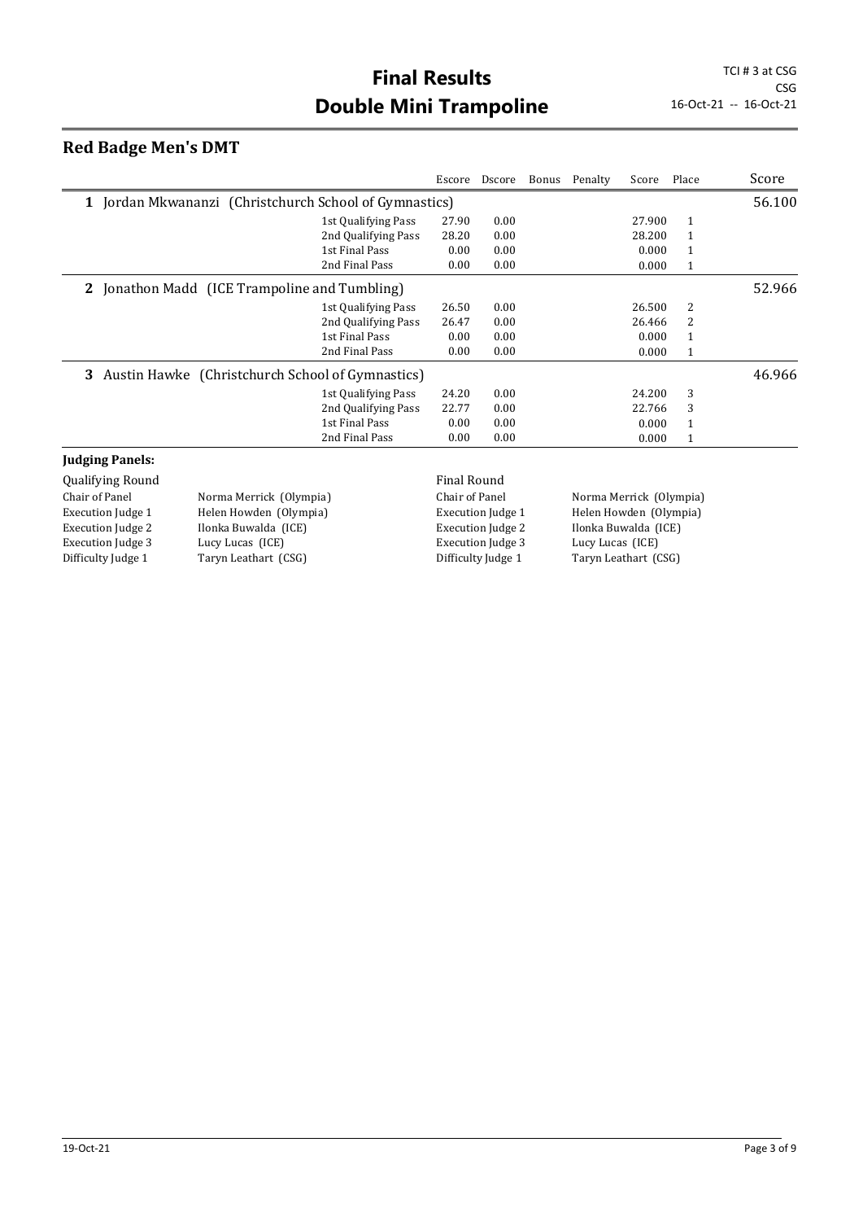# Final Results
# Double Mini Trampoline

TCI # 3 at CSG
CSG
16-Oct-21 -- 16-Oct-21

## Red Badge Men's DMT

| | | Escore | Dscore | Bonus | Penalty | Score | Place | Score |
|---|---|---|---|---|---|---|---|---|
| **1** Jordan Mkwananzi (Christchurch School of Gymnastics) | | | | | | | | 56.100 |
| | 1st Qualifying Pass | 27.90 | 0.00 | | | 27.900 | 1 | |
| | 2nd Qualifying Pass | 28.20 | 0.00 | | | 28.200 | 1 | |
| | 1st Final Pass | 0.00 | 0.00 | | | 0.000 | 1 | |
| | 2nd Final Pass | 0.00 | 0.00 | | | 0.000 | 1 | |
| **2** Jonathon Madd (ICE Trampoline and Tumbling) | | | | | | | | 52.966 |
| | 1st Qualifying Pass | 26.50 | 0.00 | | | 26.500 | 2 | |
| | 2nd Qualifying Pass | 26.47 | 0.00 | | | 26.466 | 2 | |
| | 1st Final Pass | 0.00 | 0.00 | | | 0.000 | 1 | |
| | 2nd Final Pass | 0.00 | 0.00 | | | 0.000 | 1 | |
| **3** Austin Hawke (Christchurch School of Gymnastics) | | | | | | | | 46.966 |
| | 1st Qualifying Pass | 24.20 | 0.00 | | | 24.200 | 3 | |
| | 2nd Qualifying Pass | 22.77 | 0.00 | | | 22.766 | 3 | |
| | 1st Final Pass | 0.00 | 0.00 | | | 0.000 | 1 | |
| | 2nd Final Pass | 0.00 | 0.00 | | | 0.000 | 1 | |

**Judging Panels:**

| Qualifying Round | | Final Round | |
|---|---|---|---|
| Chair of Panel | Norma Merrick (Olympia) | Chair of Panel | Norma Merrick (Olympia) |
| Execution Judge 1 | Helen Howden (Olympia) | Execution Judge 1 | Helen Howden (Olympia) |
| Execution Judge 2 | Ilonka Buwalda (ICE) | Execution Judge 2 | Ilonka Buwalda (ICE) |
| Execution Judge 3 | Lucy Lucas (ICE) | Execution Judge 3 | Lucy Lucas (ICE) |
| Difficulty Judge 1 | Taryn Leathart (CSG) | Difficulty Judge 1 | Taryn Leathart (CSG) |

19-Oct-21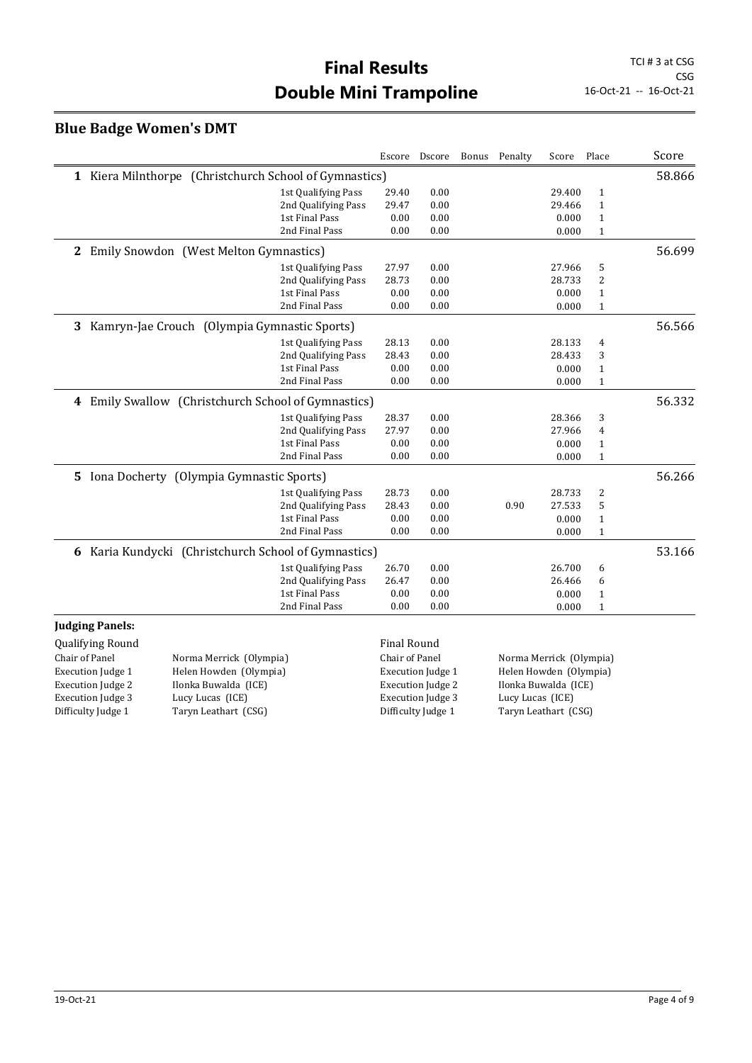# Final Results
# Double Mini Trampoline

TCI # 3 at CSG
CSG
16-Oct-21 -- 16-Oct-21

## Blue Badge Women's DMT

| | | Escore | Dscore | Bonus | Penalty | Score | Place | Score |
|---|---|---|---|---|---|---|---|---|
| **1** Kiera Milnthorpe (Christchurch School of Gymnastics) | | | | | | | | 58.866 |
| | 1st Qualifying Pass | 29.40 | 0.00 | | | 29.400 | 1 | |
| | 2nd Qualifying Pass | 29.47 | 0.00 | | | 29.466 | 1 | |
| | 1st Final Pass | 0.00 | 0.00 | | | 0.000 | 1 | |
| | 2nd Final Pass | 0.00 | 0.00 | | | 0.000 | 1 | |
| **2** Emily Snowdon (West Melton Gymnastics) | | | | | | | | 56.699 |
| | 1st Qualifying Pass | 27.97 | 0.00 | | | 27.966 | 5 | |
| | 2nd Qualifying Pass | 28.73 | 0.00 | | | 28.733 | 2 | |
| | 1st Final Pass | 0.00 | 0.00 | | | 0.000 | 1 | |
| | 2nd Final Pass | 0.00 | 0.00 | | | 0.000 | 1 | |
| **3** Kamryn-Jae Crouch (Olympia Gymnastic Sports) | | | | | | | | 56.566 |
| | 1st Qualifying Pass | 28.13 | 0.00 | | | 28.133 | 4 | |
| | 2nd Qualifying Pass | 28.43 | 0.00 | | | 28.433 | 3 | |
| | 1st Final Pass | 0.00 | 0.00 | | | 0.000 | 1 | |
| | 2nd Final Pass | 0.00 | 0.00 | | | 0.000 | 1 | |
| **4** Emily Swallow (Christchurch School of Gymnastics) | | | | | | | | 56.332 |
| | 1st Qualifying Pass | 28.37 | 0.00 | | | 28.366 | 3 | |
| | 2nd Qualifying Pass | 27.97 | 0.00 | | | 27.966 | 4 | |
| | 1st Final Pass | 0.00 | 0.00 | | | 0.000 | 1 | |
| | 2nd Final Pass | 0.00 | 0.00 | | | 0.000 | 1 | |
| **5** Iona Docherty (Olympia Gymnastic Sports) | | | | | | | | 56.266 |
| | 1st Qualifying Pass | 28.73 | 0.00 | | | 28.733 | 2 | |
| | 2nd Qualifying Pass | 28.43 | 0.00 | | 0.90 | 27.533 | 5 | |
| | 1st Final Pass | 0.00 | 0.00 | | | 0.000 | 1 | |
| | 2nd Final Pass | 0.00 | 0.00 | | | 0.000 | 1 | |
| **6** Karia Kundycki (Christchurch School of Gymnastics) | | | | | | | | 53.166 |
| | 1st Qualifying Pass | 26.70 | 0.00 | | | 26.700 | 6 | |
| | 2nd Qualifying Pass | 26.47 | 0.00 | | | 26.466 | 6 | |
| | 1st Final Pass | 0.00 | 0.00 | | | 0.000 | 1 | |
| | 2nd Final Pass | 0.00 | 0.00 | | | 0.000 | 1 | |

**Judging Panels:**

| Qualifying Round | | Final Round | |
|---|---|---|---|
| Chair of Panel | Norma Merrick (Olympia) | Chair of Panel | Norma Merrick (Olympia) |
| Execution Judge 1 | Helen Howden (Olympia) | Execution Judge 1 | Helen Howden (Olympia) |
| Execution Judge 2 | Ilonka Buwalda (ICE) | Execution Judge 2 | Ilonka Buwalda (ICE) |
| Execution Judge 3 | Lucy Lucas (ICE) | Execution Judge 3 | Lucy Lucas (ICE) |
| Difficulty Judge 1 | Taryn Leathart (CSG) | Difficulty Judge 1 | Taryn Leathart (CSG) |

19-Oct-21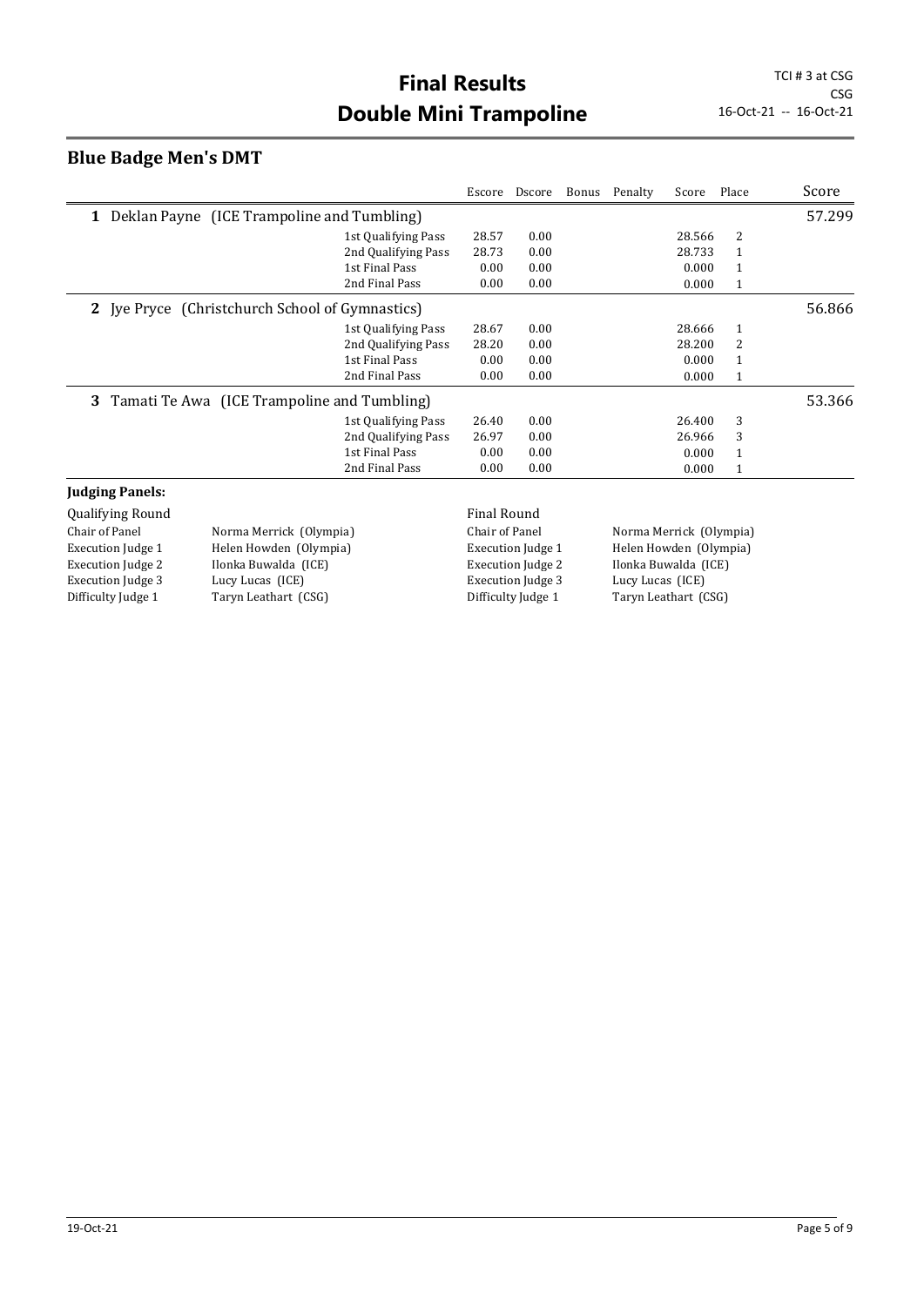# Final Results
# Double Mini Trampoline

TCI # 3 at CSG
CSG
16-Oct-21 -- 16-Oct-21

## Blue Badge Men's DMT

| | | Escore | Dscore | Bonus | Penalty | Score | Place | Score |
|---|---|---|---|---|---|---|---|---|
| **1** Deklan Payne (ICE Trampoline and Tumbling) | | | | | | | | 57.299 |
| | 1st Qualifying Pass | 28.57 | 0.00 | | | 28.566 | 2 | |
| | 2nd Qualifying Pass | 28.73 | 0.00 | | | 28.733 | 1 | |
| | 1st Final Pass | 0.00 | 0.00 | | | 0.000 | 1 | |
| | 2nd Final Pass | 0.00 | 0.00 | | | 0.000 | 1 | |
| **2** Jye Pryce (Christchurch School of Gymnastics) | | | | | | | | 56.866 |
| | 1st Qualifying Pass | 28.67 | 0.00 | | | 28.666 | 1 | |
| | 2nd Qualifying Pass | 28.20 | 0.00 | | | 28.200 | 2 | |
| | 1st Final Pass | 0.00 | 0.00 | | | 0.000 | 1 | |
| | 2nd Final Pass | 0.00 | 0.00 | | | 0.000 | 1 | |
| **3** Tamati Te Awa (ICE Trampoline and Tumbling) | | | | | | | | 53.366 |
| | 1st Qualifying Pass | 26.40 | 0.00 | | | 26.400 | 3 | |
| | 2nd Qualifying Pass | 26.97 | 0.00 | | | 26.966 | 3 | |
| | 1st Final Pass | 0.00 | 0.00 | | | 0.000 | 1 | |
| | 2nd Final Pass | 0.00 | 0.00 | | | 0.000 | 1 | |

### Judging Panels:

| Qualifying Round | | Final Round | |
|---|---|---|---|
| Chair of Panel | Norma Merrick (Olympia) | Chair of Panel | Norma Merrick (Olympia) |
| Execution Judge 1 | Helen Howden (Olympia) | Execution Judge 1 | Helen Howden (Olympia) |
| Execution Judge 2 | Ilonka Buwalda (ICE) | Execution Judge 2 | Ilonka Buwalda (ICE) |
| Execution Judge 3 | Lucy Lucas (ICE) | Execution Judge 3 | Lucy Lucas (ICE) |
| Difficulty Judge 1 | Taryn Leathart (CSG) | Difficulty Judge 1 | Taryn Leathart (CSG) |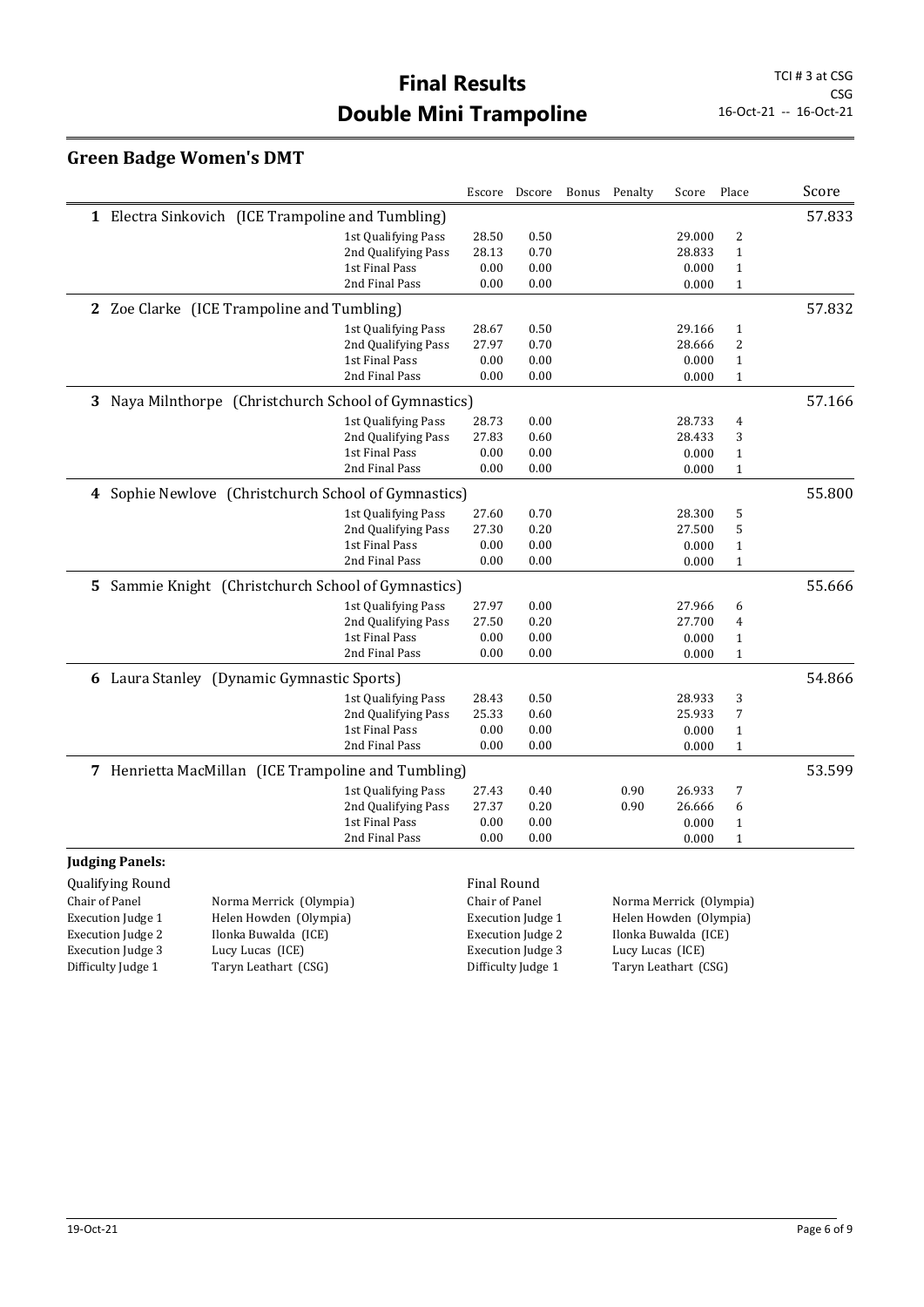# Final Results
# Double Mini Trampoline

TCI # 3 at CSG
CSG
16-Oct-21 -- 16-Oct-21

## Green Badge Women's DMT

| | | Escore | Dscore | Bonus | Penalty | Score | Place | Score |
|---|---|---|---|---|---|---|---|---|
| **1** Electra Sinkovich (ICE Trampoline and Tumbling) | | | | | | | | 57.833 |
| | 1st Qualifying Pass | 28.50 | 0.50 | | | 29.000 | 2 | |
| | 2nd Qualifying Pass | 28.13 | 0.70 | | | 28.833 | 1 | |
| | 1st Final Pass | 0.00 | 0.00 | | | 0.000 | 1 | |
| | 2nd Final Pass | 0.00 | 0.00 | | | 0.000 | 1 | |
| **2** Zoe Clarke (ICE Trampoline and Tumbling) | | | | | | | | 57.832 |
| | 1st Qualifying Pass | 28.67 | 0.50 | | | 29.166 | 1 | |
| | 2nd Qualifying Pass | 27.97 | 0.70 | | | 28.666 | 2 | |
| | 1st Final Pass | 0.00 | 0.00 | | | 0.000 | 1 | |
| | 2nd Final Pass | 0.00 | 0.00 | | | 0.000 | 1 | |
| **3** Naya Milnthorpe (Christchurch School of Gymnastics) | | | | | | | | 57.166 |
| | 1st Qualifying Pass | 28.73 | 0.00 | | | 28.733 | 4 | |
| | 2nd Qualifying Pass | 27.83 | 0.60 | | | 28.433 | 3 | |
| | 1st Final Pass | 0.00 | 0.00 | | | 0.000 | 1 | |
| | 2nd Final Pass | 0.00 | 0.00 | | | 0.000 | 1 | |
| **4** Sophie Newlove (Christchurch School of Gymnastics) | | | | | | | | 55.800 |
| | 1st Qualifying Pass | 27.60 | 0.70 | | | 28.300 | 5 | |
| | 2nd Qualifying Pass | 27.30 | 0.20 | | | 27.500 | 5 | |
| | 1st Final Pass | 0.00 | 0.00 | | | 0.000 | 1 | |
| | 2nd Final Pass | 0.00 | 0.00 | | | 0.000 | 1 | |
| **5** Sammie Knight (Christchurch School of Gymnastics) | | | | | | | | 55.666 |
| | 1st Qualifying Pass | 27.97 | 0.00 | | | 27.966 | 6 | |
| | 2nd Qualifying Pass | 27.50 | 0.20 | | | 27.700 | 4 | |
| | 1st Final Pass | 0.00 | 0.00 | | | 0.000 | 1 | |
| | 2nd Final Pass | 0.00 | 0.00 | | | 0.000 | 1 | |
| **6** Laura Stanley (Dynamic Gymnastic Sports) | | | | | | | | 54.866 |
| | 1st Qualifying Pass | 28.43 | 0.50 | | | 28.933 | 3 | |
| | 2nd Qualifying Pass | 25.33 | 0.60 | | | 25.933 | 7 | |
| | 1st Final Pass | 0.00 | 0.00 | | | 0.000 | 1 | |
| | 2nd Final Pass | 0.00 | 0.00 | | | 0.000 | 1 | |
| **7** Henrietta MacMillan (ICE Trampoline and Tumbling) | | | | | | | | 53.599 |
| | 1st Qualifying Pass | 27.43 | 0.40 | | 0.90 | 26.933 | 7 | |
| | 2nd Qualifying Pass | 27.37 | 0.20 | | 0.90 | 26.666 | 6 | |
| | 1st Final Pass | 0.00 | 0.00 | | | 0.000 | 1 | |
| | 2nd Final Pass | 0.00 | 0.00 | | | 0.000 | 1 | |

**Judging Panels:**

| Qualifying Round | | Final Round | |
|---|---|---|---|
| Chair of Panel | Norma Merrick (Olympia) | Chair of Panel | Norma Merrick (Olympia) |
| Execution Judge 1 | Helen Howden (Olympia) | Execution Judge 1 | Helen Howden (Olympia) |
| Execution Judge 2 | Ilonka Buwalda (ICE) | Execution Judge 2 | Ilonka Buwalda (ICE) |
| Execution Judge 3 | Lucy Lucas (ICE) | Execution Judge 3 | Lucy Lucas (ICE) |
| Difficulty Judge 1 | Taryn Leathart (CSG) | Difficulty Judge 1 | Taryn Leathart (CSG) |

19-Oct-21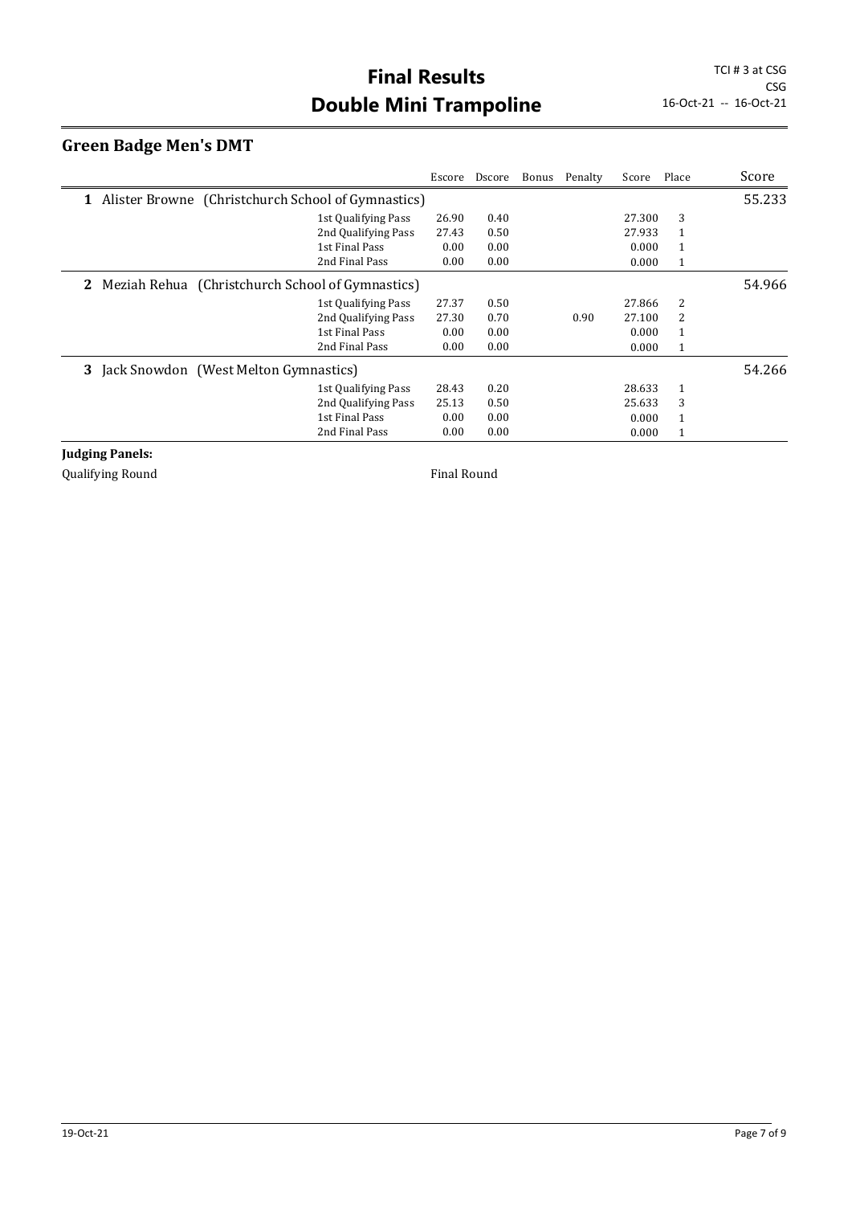# Final Results
# Double Mini Trampoline

TCI # 3 at CSG
CSG
16-Oct-21 -- 16-Oct-21

## Green Badge Men's DMT

| | | Escore | Dscore | Bonus | Penalty | Score | Place | Score |
|---|---|---|---|---|---|---|---|---|
| **1** Alister Browne (Christchurch School of Gymnastics) | | | | | | | | 55.233 |
| | 1st Qualifying Pass | 26.90 | 0.40 | | | 27.300 | 3 | |
| | 2nd Qualifying Pass | 27.43 | 0.50 | | | 27.933 | 1 | |
| | 1st Final Pass | 0.00 | 0.00 | | | 0.000 | 1 | |
| | 2nd Final Pass | 0.00 | 0.00 | | | 0.000 | 1 | |
| **2** Meziah Rehua (Christchurch School of Gymnastics) | | | | | | | | 54.966 |
| | 1st Qualifying Pass | 27.37 | 0.50 | | | 27.866 | 2 | |
| | 2nd Qualifying Pass | 27.30 | 0.70 | | 0.90 | 27.100 | 2 | |
| | 1st Final Pass | 0.00 | 0.00 | | | 0.000 | 1 | |
| | 2nd Final Pass | 0.00 | 0.00 | | | 0.000 | 1 | |
| **3** Jack Snowdon (West Melton Gymnastics) | | | | | | | | 54.266 |
| | 1st Qualifying Pass | 28.43 | 0.20 | | | 28.633 | 1 | |
| | 2nd Qualifying Pass | 25.13 | 0.50 | | | 25.633 | 3 | |
| | 1st Final Pass | 0.00 | 0.00 | | | 0.000 | 1 | |
| | 2nd Final Pass | 0.00 | 0.00 | | | 0.000 | 1 | |

**Judging Panels:**

Qualifying Round

Final Round

19-Oct-21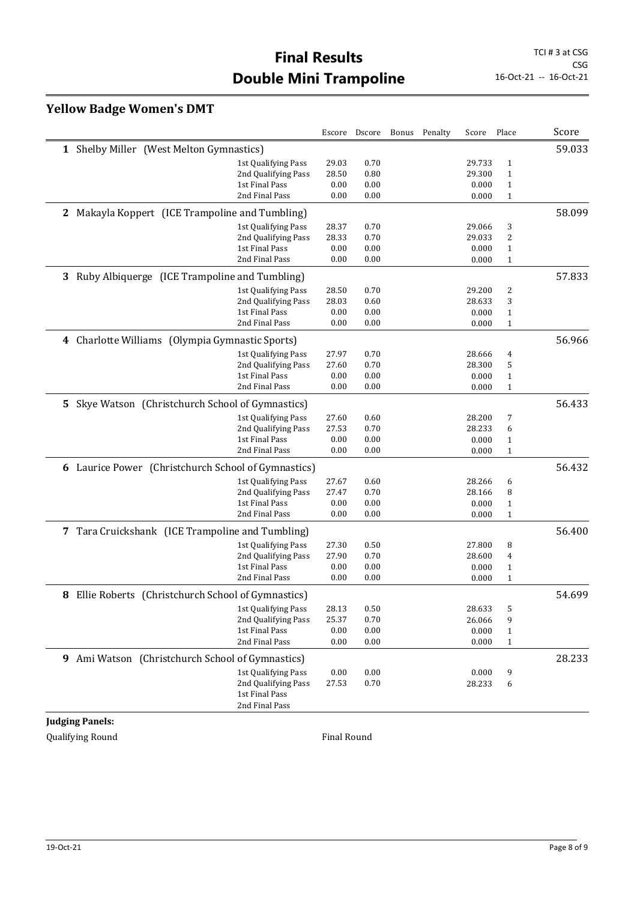# Final Results
# Double Mini Trampoline

TCI # 3 at CSG
CSG
16-Oct-21 -- 16-Oct-21

## Yellow Badge Women's DMT

| | | Escore | Dscore | Bonus | Penalty | Score | Place | Score |
|---|---|---|---|---|---|---|---|---|
| **1** Shelby Miller (West Melton Gymnastics) | | | | | | | | 59.033 |
| | 1st Qualifying Pass | 29.03 | 0.70 | | | 29.733 | 1 | |
| | 2nd Qualifying Pass | 28.50 | 0.80 | | | 29.300 | 1 | |
| | 1st Final Pass | 0.00 | 0.00 | | | 0.000 | 1 | |
| | 2nd Final Pass | 0.00 | 0.00 | | | 0.000 | 1 | |
| **2** Makayla Koppert (ICE Trampoline and Tumbling) | | | | | | | | 58.099 |
| | 1st Qualifying Pass | 28.37 | 0.70 | | | 29.066 | 3 | |
| | 2nd Qualifying Pass | 28.33 | 0.70 | | | 29.033 | 2 | |
| | 1st Final Pass | 0.00 | 0.00 | | | 0.000 | 1 | |
| | 2nd Final Pass | 0.00 | 0.00 | | | 0.000 | 1 | |
| **3** Ruby Albiquerge (ICE Trampoline and Tumbling) | | | | | | | | 57.833 |
| | 1st Qualifying Pass | 28.50 | 0.70 | | | 29.200 | 2 | |
| | 2nd Qualifying Pass | 28.03 | 0.60 | | | 28.633 | 3 | |
| | 1st Final Pass | 0.00 | 0.00 | | | 0.000 | 1 | |
| | 2nd Final Pass | 0.00 | 0.00 | | | 0.000 | 1 | |
| **4** Charlotte Williams (Olympia Gymnastic Sports) | | | | | | | | 56.966 |
| | 1st Qualifying Pass | 27.97 | 0.70 | | | 28.666 | 4 | |
| | 2nd Qualifying Pass | 27.60 | 0.70 | | | 28.300 | 5 | |
| | 1st Final Pass | 0.00 | 0.00 | | | 0.000 | 1 | |
| | 2nd Final Pass | 0.00 | 0.00 | | | 0.000 | 1 | |
| **5** Skye Watson (Christchurch School of Gymnastics) | | | | | | | | 56.433 |
| | 1st Qualifying Pass | 27.60 | 0.60 | | | 28.200 | 7 | |
| | 2nd Qualifying Pass | 27.53 | 0.70 | | | 28.233 | 6 | |
| | 1st Final Pass | 0.00 | 0.00 | | | 0.000 | 1 | |
| | 2nd Final Pass | 0.00 | 0.00 | | | 0.000 | 1 | |
| **6** Laurice Power (Christchurch School of Gymnastics) | | | | | | | | 56.432 |
| | 1st Qualifying Pass | 27.67 | 0.60 | | | 28.266 | 6 | |
| | 2nd Qualifying Pass | 27.47 | 0.70 | | | 28.166 | 8 | |
| | 1st Final Pass | 0.00 | 0.00 | | | 0.000 | 1 | |
| | 2nd Final Pass | 0.00 | 0.00 | | | 0.000 | 1 | |
| **7** Tara Cruickshank (ICE Trampoline and Tumbling) | | | | | | | | 56.400 |
| | 1st Qualifying Pass | 27.30 | 0.50 | | | 27.800 | 8 | |
| | 2nd Qualifying Pass | 27.90 | 0.70 | | | 28.600 | 4 | |
| | 1st Final Pass | 0.00 | 0.00 | | | 0.000 | 1 | |
| | 2nd Final Pass | 0.00 | 0.00 | | | 0.000 | 1 | |
| **8** Ellie Roberts (Christchurch School of Gymnastics) | | | | | | | | 54.699 |
| | 1st Qualifying Pass | 28.13 | 0.50 | | | 28.633 | 5 | |
| | 2nd Qualifying Pass | 25.37 | 0.70 | | | 26.066 | 9 | |
| | 1st Final Pass | 0.00 | 0.00 | | | 0.000 | 1 | |
| | 2nd Final Pass | 0.00 | 0.00 | | | 0.000 | 1 | |
| **9** Ami Watson (Christchurch School of Gymnastics) | | | | | | | | 28.233 |
| | 1st Qualifying Pass | 0.00 | 0.00 | | | 0.000 | 9 | |
| | 2nd Qualifying Pass | 27.53 | 0.70 | | | 28.233 | 6 | |
| | 1st Final Pass | | | | | | | |
| | 2nd Final Pass | | | | | | | |

**Judging Panels:**

Qualifying Round

Final Round

19-Oct-21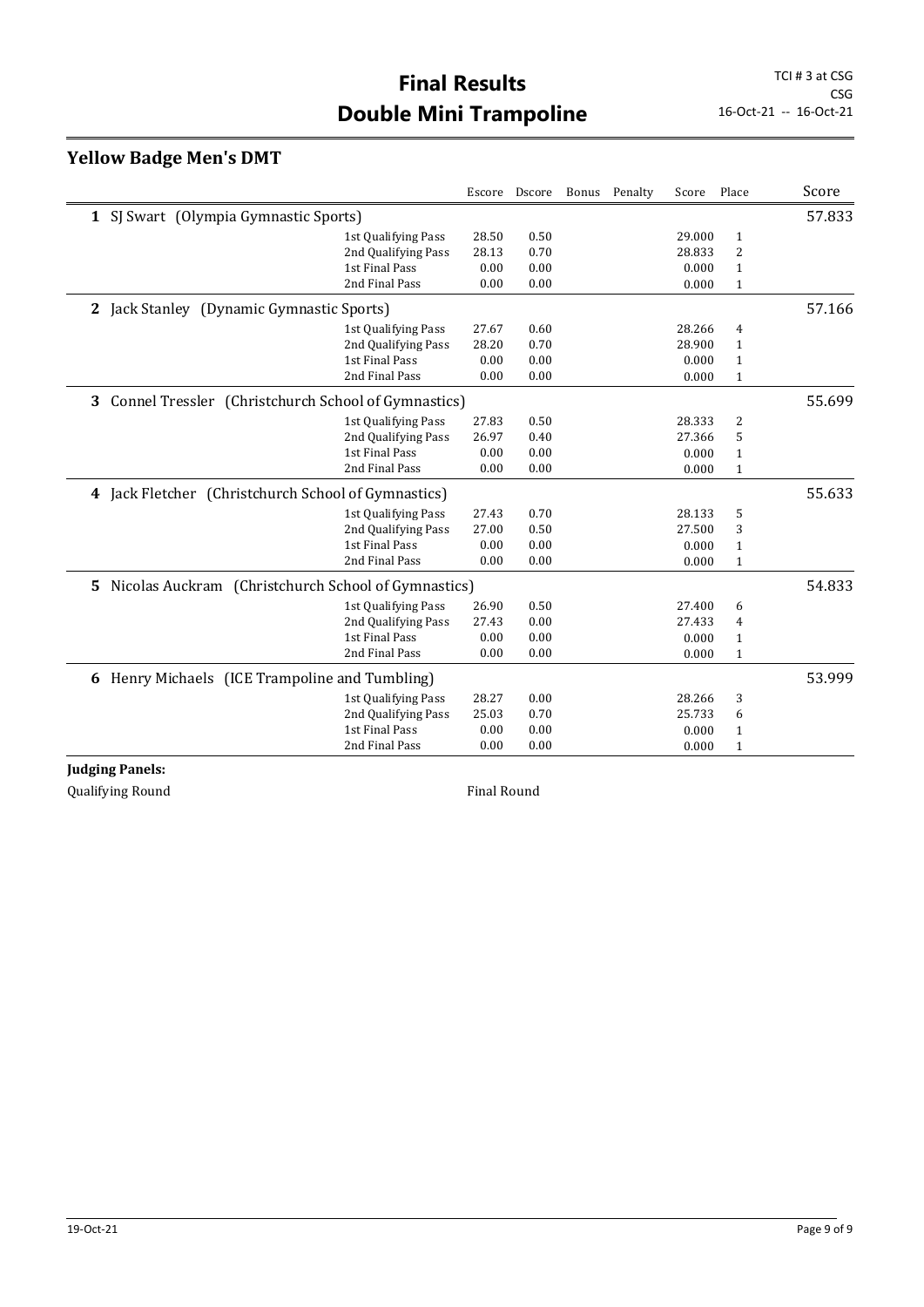# Final Results
# Double Mini Trampoline

TCI # 3 at CSG
CSG
16-Oct-21 -- 16-Oct-21

## Yellow Badge Men's DMT

| | | Escore | Dscore | Bonus | Penalty | Score | Place | Score |
|---|---|---|---|---|---|---|---|---|
| **1** SJ Swart (Olympia Gymnastic Sports) | | | | | | | | 57.833 |
| | 1st Qualifying Pass | 28.50 | 0.50 | | | 29.000 | 1 | |
| | 2nd Qualifying Pass | 28.13 | 0.70 | | | 28.833 | 2 | |
| | 1st Final Pass | 0.00 | 0.00 | | | 0.000 | 1 | |
| | 2nd Final Pass | 0.00 | 0.00 | | | 0.000 | 1 | |
| **2** Jack Stanley (Dynamic Gymnastic Sports) | | | | | | | | 57.166 |
| | 1st Qualifying Pass | 27.67 | 0.60 | | | 28.266 | 4 | |
| | 2nd Qualifying Pass | 28.20 | 0.70 | | | 28.900 | 1 | |
| | 1st Final Pass | 0.00 | 0.00 | | | 0.000 | 1 | |
| | 2nd Final Pass | 0.00 | 0.00 | | | 0.000 | 1 | |
| **3** Connel Tressler (Christchurch School of Gymnastics) | | | | | | | | 55.699 |
| | 1st Qualifying Pass | 27.83 | 0.50 | | | 28.333 | 2 | |
| | 2nd Qualifying Pass | 26.97 | 0.40 | | | 27.366 | 5 | |
| | 1st Final Pass | 0.00 | 0.00 | | | 0.000 | 1 | |
| | 2nd Final Pass | 0.00 | 0.00 | | | 0.000 | 1 | |
| **4** Jack Fletcher (Christchurch School of Gymnastics) | | | | | | | | 55.633 |
| | 1st Qualifying Pass | 27.43 | 0.70 | | | 28.133 | 5 | |
| | 2nd Qualifying Pass | 27.00 | 0.50 | | | 27.500 | 3 | |
| | 1st Final Pass | 0.00 | 0.00 | | | 0.000 | 1 | |
| | 2nd Final Pass | 0.00 | 0.00 | | | 0.000 | 1 | |
| **5** Nicolas Auckram (Christchurch School of Gymnastics) | | | | | | | | 54.833 |
| | 1st Qualifying Pass | 26.90 | 0.50 | | | 27.400 | 6 | |
| | 2nd Qualifying Pass | 27.43 | 0.00 | | | 27.433 | 4 | |
| | 1st Final Pass | 0.00 | 0.00 | | | 0.000 | 1 | |
| | 2nd Final Pass | 0.00 | 0.00 | | | 0.000 | 1 | |
| **6** Henry Michaels (ICE Trampoline and Tumbling) | | | | | | | | 53.999 |
| | 1st Qualifying Pass | 28.27 | 0.00 | | | 28.266 | 3 | |
| | 2nd Qualifying Pass | 25.03 | 0.70 | | | 25.733 | 6 | |
| | 1st Final Pass | 0.00 | 0.00 | | | 0.000 | 1 | |
| | 2nd Final Pass | 0.00 | 0.00 | | | 0.000 | 1 | |

**Judging Panels:**

Qualifying Round

Final Round

19-Oct-21